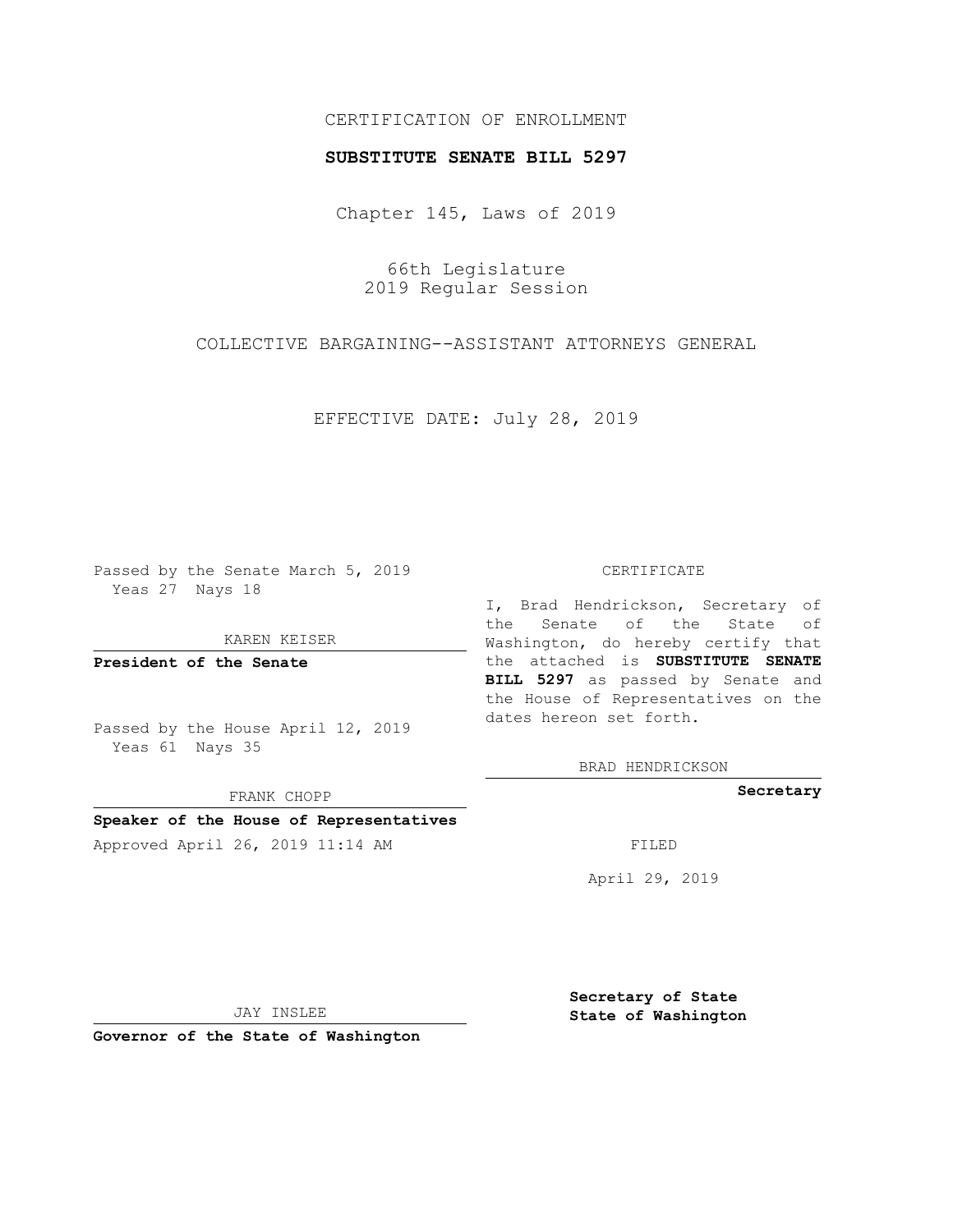CERTIFICATION OF ENROLLMENT

**SUBSTITUTE SENATE BILL 5297**

Chapter 145, Laws of 2019

66th Legislature
2019 Regular Session

COLLECTIVE BARGAINING--ASSISTANT ATTORNEYS GENERAL

EFFECTIVE DATE: July 28, 2019

Passed by the Senate March 5, 2019
Yeas 27 Nays 18

KAREN KEISER

**President of the Senate**

Passed by the House April 12, 2019
Yeas 61 Nays 35

FRANK CHOPP

**Speaker of the House of Representatives**

Approved April 26, 2019 11:14 AM

JAY INSLEE

**Governor of the State of Washington**

CERTIFICATE

I, Brad Hendrickson, Secretary of the Senate of the State of Washington, do hereby certify that the attached is **SUBSTITUTE SENATE BILL 5297** as passed by Senate and the House of Representatives on the dates hereon set forth.

BRAD HENDRICKSON

**Secretary**

FILED

April 29, 2019

**Secretary of State**
**State of Washington**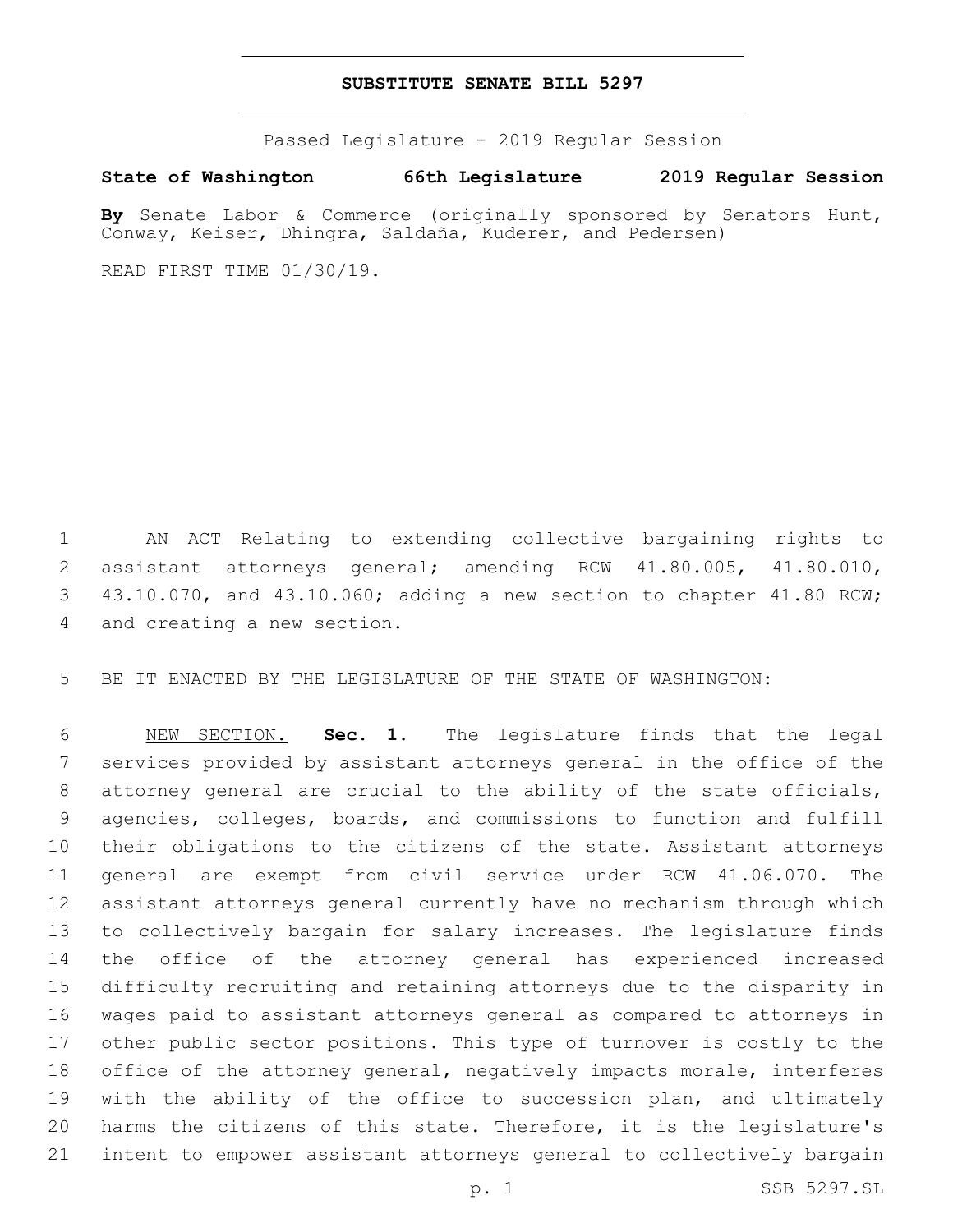# SUBSTITUTE SENATE BILL 5297

Passed Legislature - 2019 Regular Session

**State of Washington 66th Legislature 2019 Regular Session**

**By** Senate Labor & Commerce (originally sponsored by Senators Hunt, Conway, Keiser, Dhingra, Saldaña, Kuderer, and Pedersen)

READ FIRST TIME 01/30/19.

AN ACT Relating to extending collective bargaining rights to assistant attorneys general; amending RCW 41.80.005, 41.80.010, 43.10.070, and 43.10.060; adding a new section to chapter 41.80 RCW; and creating a new section.

BE IT ENACTED BY THE LEGISLATURE OF THE STATE OF WASHINGTON:

NEW SECTION. **Sec. 1.** The legislature finds that the legal services provided by assistant attorneys general in the office of the attorney general are crucial to the ability of the state officials, agencies, colleges, boards, and commissions to function and fulfill their obligations to the citizens of the state. Assistant attorneys general are exempt from civil service under RCW 41.06.070. The assistant attorneys general currently have no mechanism through which to collectively bargain for salary increases. The legislature finds the office of the attorney general has experienced increased difficulty recruiting and retaining attorneys due to the disparity in wages paid to assistant attorneys general as compared to attorneys in other public sector positions. This type of turnover is costly to the office of the attorney general, negatively impacts morale, interferes with the ability of the office to succession plan, and ultimately harms the citizens of this state. Therefore, it is the legislature's intent to empower assistant attorneys general to collectively bargain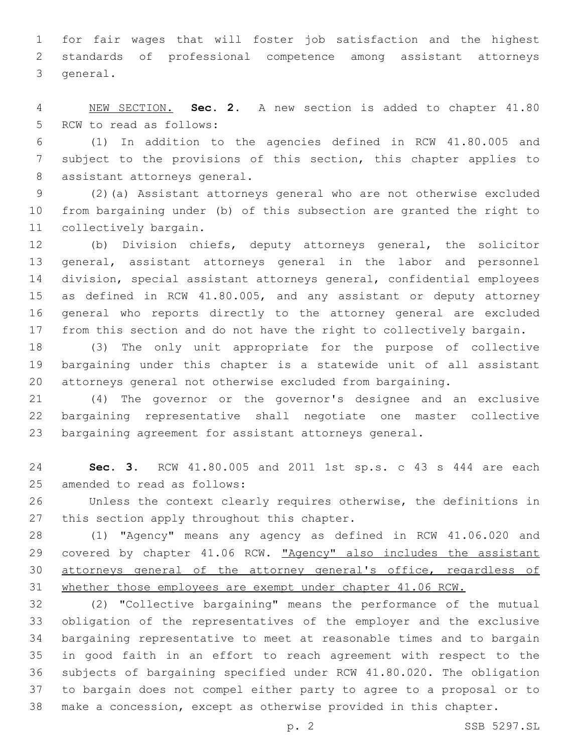for fair wages that will foster job satisfaction and the highest standards of professional competence among assistant attorneys general.

<u>NEW SECTION.</u> **Sec. 2.** A new section is added to chapter 41.80 RCW to read as follows:

(1) In addition to the agencies defined in RCW 41.80.005 and subject to the provisions of this section, this chapter applies to assistant attorneys general.

(2)(a) Assistant attorneys general who are not otherwise excluded from bargaining under (b) of this subsection are granted the right to collectively bargain.

(b) Division chiefs, deputy attorneys general, the solicitor general, assistant attorneys general in the labor and personnel division, special assistant attorneys general, confidential employees as defined in RCW 41.80.005, and any assistant or deputy attorney general who reports directly to the attorney general are excluded from this section and do not have the right to collectively bargain.

(3) The only unit appropriate for the purpose of collective bargaining under this chapter is a statewide unit of all assistant attorneys general not otherwise excluded from bargaining.

(4) The governor or the governor's designee and an exclusive bargaining representative shall negotiate one master collective bargaining agreement for assistant attorneys general.

**Sec. 3.** RCW 41.80.005 and 2011 1st sp.s. c 43 s 444 are each amended to read as follows:

Unless the context clearly requires otherwise, the definitions in this section apply throughout this chapter.

(1) "Agency" means any agency as defined in RCW 41.06.020 and covered by chapter 41.06 RCW. <u>"Agency" also includes the assistant attorneys general of the attorney general's office, regardless of whether those employees are exempt under chapter 41.06 RCW.</u>

(2) "Collective bargaining" means the performance of the mutual obligation of the representatives of the employer and the exclusive bargaining representative to meet at reasonable times and to bargain in good faith in an effort to reach agreement with respect to the subjects of bargaining specified under RCW 41.80.020. The obligation to bargain does not compel either party to agree to a proposal or to make a concession, except as otherwise provided in this chapter.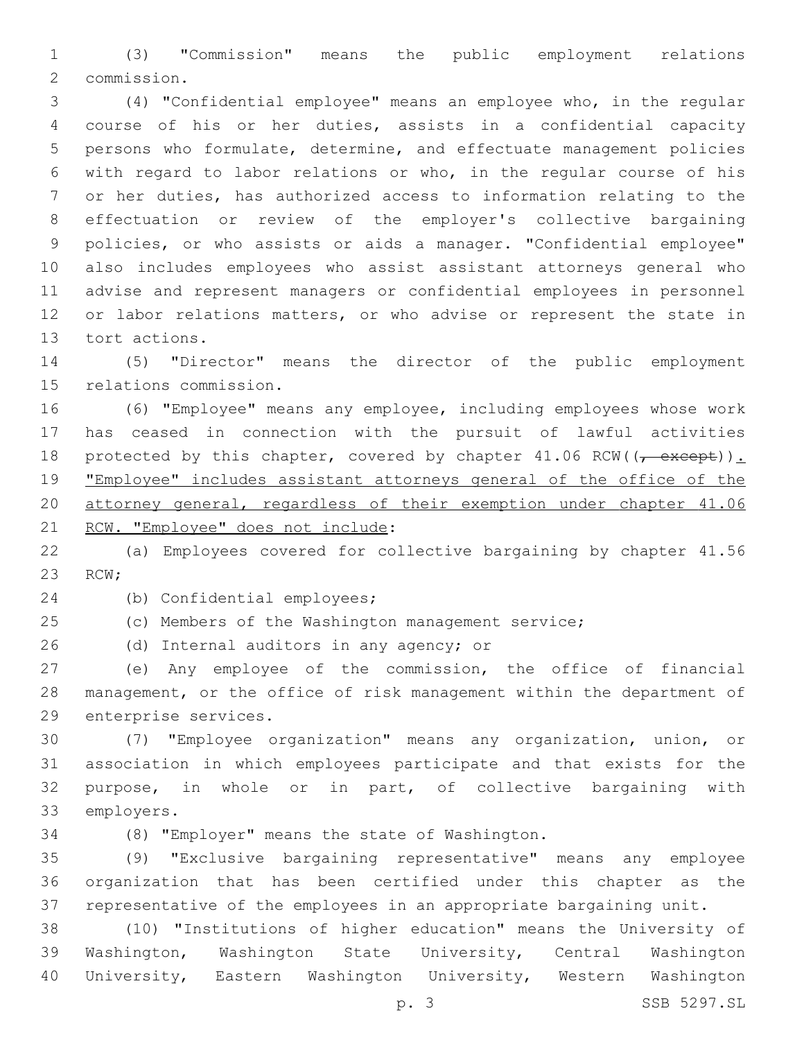(3) "Commission" means the public employment relations commission.

(4) "Confidential employee" means an employee who, in the regular course of his or her duties, assists in a confidential capacity persons who formulate, determine, and effectuate management policies with regard to labor relations or who, in the regular course of his or her duties, has authorized access to information relating to the effectuation or review of the employer's collective bargaining policies, or who assists or aids a manager. "Confidential employee" also includes employees who assist assistant attorneys general who advise and represent managers or confidential employees in personnel or labor relations matters, or who advise or represent the state in tort actions.

(5) "Director" means the director of the public employment relations commission.

(6) "Employee" means any employee, including employees whose work has ceased in connection with the pursuit of lawful activities protected by this chapter, covered by chapter 41.06 RCW((~~, except~~)). "Employee" includes assistant attorneys general of the office of the attorney general, regardless of their exemption under chapter 41.06 RCW. "Employee" does not include:

(a) Employees covered for collective bargaining by chapter 41.56 RCW;

(b) Confidential employees;

(c) Members of the Washington management service;

(d) Internal auditors in any agency; or

(e) Any employee of the commission, the office of financial management, or the office of risk management within the department of enterprise services.

(7) "Employee organization" means any organization, union, or association in which employees participate and that exists for the purpose, in whole or in part, of collective bargaining with employers.

(8) "Employer" means the state of Washington.

(9) "Exclusive bargaining representative" means any employee organization that has been certified under this chapter as the representative of the employees in an appropriate bargaining unit.

(10) "Institutions of higher education" means the University of Washington, Washington State University, Central Washington University, Eastern Washington University, Western Washington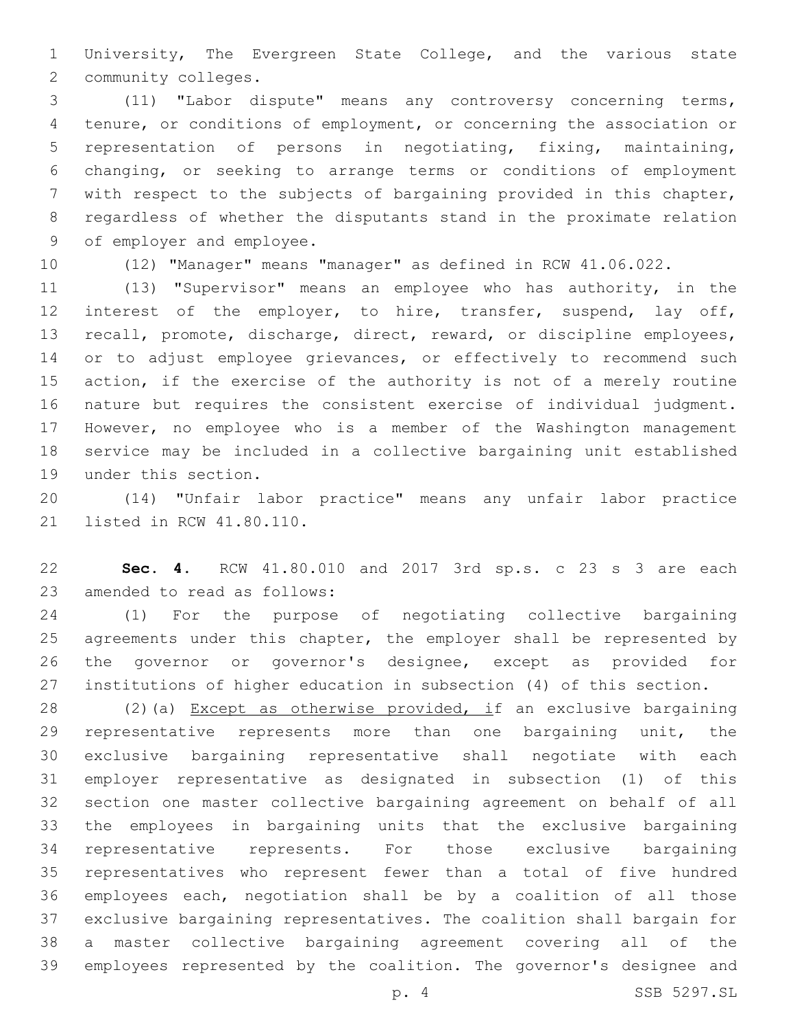University, The Evergreen State College, and the various state community colleges.

(11) "Labor dispute" means any controversy concerning terms, tenure, or conditions of employment, or concerning the association or representation of persons in negotiating, fixing, maintaining, changing, or seeking to arrange terms or conditions of employment with respect to the subjects of bargaining provided in this chapter, regardless of whether the disputants stand in the proximate relation of employer and employee.

(12) "Manager" means "manager" as defined in RCW 41.06.022.

(13) "Supervisor" means an employee who has authority, in the interest of the employer, to hire, transfer, suspend, lay off, recall, promote, discharge, direct, reward, or discipline employees, or to adjust employee grievances, or effectively to recommend such action, if the exercise of the authority is not of a merely routine nature but requires the consistent exercise of individual judgment. However, no employee who is a member of the Washington management service may be included in a collective bargaining unit established under this section.

(14) "Unfair labor practice" means any unfair labor practice listed in RCW 41.80.110.

**Sec. 4.** RCW 41.80.010 and 2017 3rd sp.s. c 23 s 3 are each amended to read as follows:

(1) For the purpose of negotiating collective bargaining agreements under this chapter, the employer shall be represented by the governor or governor's designee, except as provided for institutions of higher education in subsection (4) of this section.

(2)(a) Except as otherwise provided, if an exclusive bargaining representative represents more than one bargaining unit, the exclusive bargaining representative shall negotiate with each employer representative as designated in subsection (1) of this section one master collective bargaining agreement on behalf of all the employees in bargaining units that the exclusive bargaining representative represents. For those exclusive bargaining representatives who represent fewer than a total of five hundred employees each, negotiation shall be by a coalition of all those exclusive bargaining representatives. The coalition shall bargain for a master collective bargaining agreement covering all of the employees represented by the coalition. The governor's designee and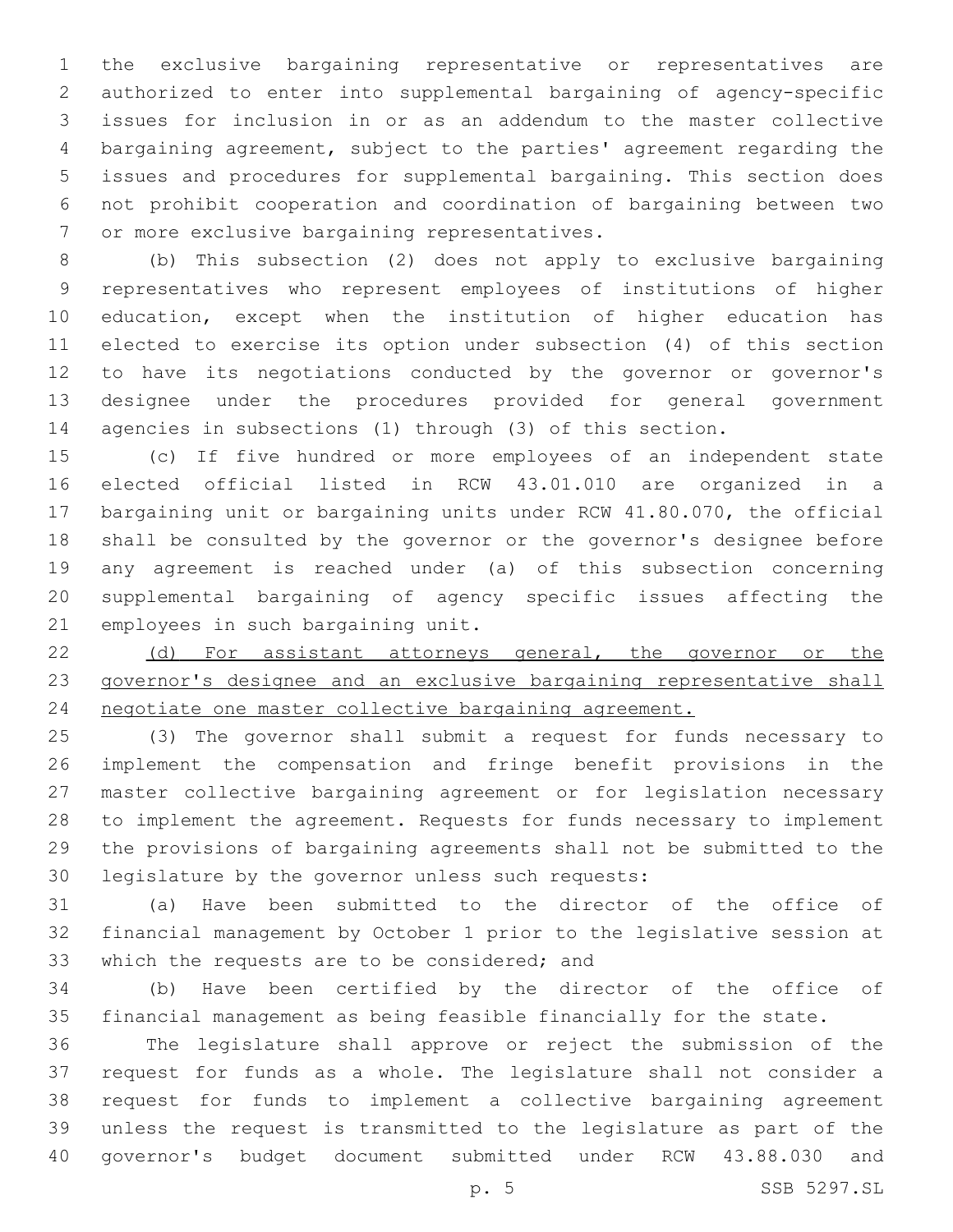the exclusive bargaining representative or representatives are authorized to enter into supplemental bargaining of agency-specific issues for inclusion in or as an addendum to the master collective bargaining agreement, subject to the parties' agreement regarding the issues and procedures for supplemental bargaining. This section does not prohibit cooperation and coordination of bargaining between two or more exclusive bargaining representatives.

(b) This subsection (2) does not apply to exclusive bargaining representatives who represent employees of institutions of higher education, except when the institution of higher education has elected to exercise its option under subsection (4) of this section to have its negotiations conducted by the governor or governor's designee under the procedures provided for general government agencies in subsections (1) through (3) of this section.

(c) If five hundred or more employees of an independent state elected official listed in RCW 43.01.010 are organized in a bargaining unit or bargaining units under RCW 41.80.070, the official shall be consulted by the governor or the governor's designee before any agreement is reached under (a) of this subsection concerning supplemental bargaining of agency specific issues affecting the employees in such bargaining unit.

<u>(d) For assistant attorneys general, the governor or the governor's designee and an exclusive bargaining representative shall negotiate one master collective bargaining agreement.</u>

(3) The governor shall submit a request for funds necessary to implement the compensation and fringe benefit provisions in the master collective bargaining agreement or for legislation necessary to implement the agreement. Requests for funds necessary to implement the provisions of bargaining agreements shall not be submitted to the legislature by the governor unless such requests:

(a) Have been submitted to the director of the office of financial management by October 1 prior to the legislative session at which the requests are to be considered; and

(b) Have been certified by the director of the office of financial management as being feasible financially for the state.

The legislature shall approve or reject the submission of the request for funds as a whole. The legislature shall not consider a request for funds to implement a collective bargaining agreement unless the request is transmitted to the legislature as part of the governor's budget document submitted under RCW 43.88.030 and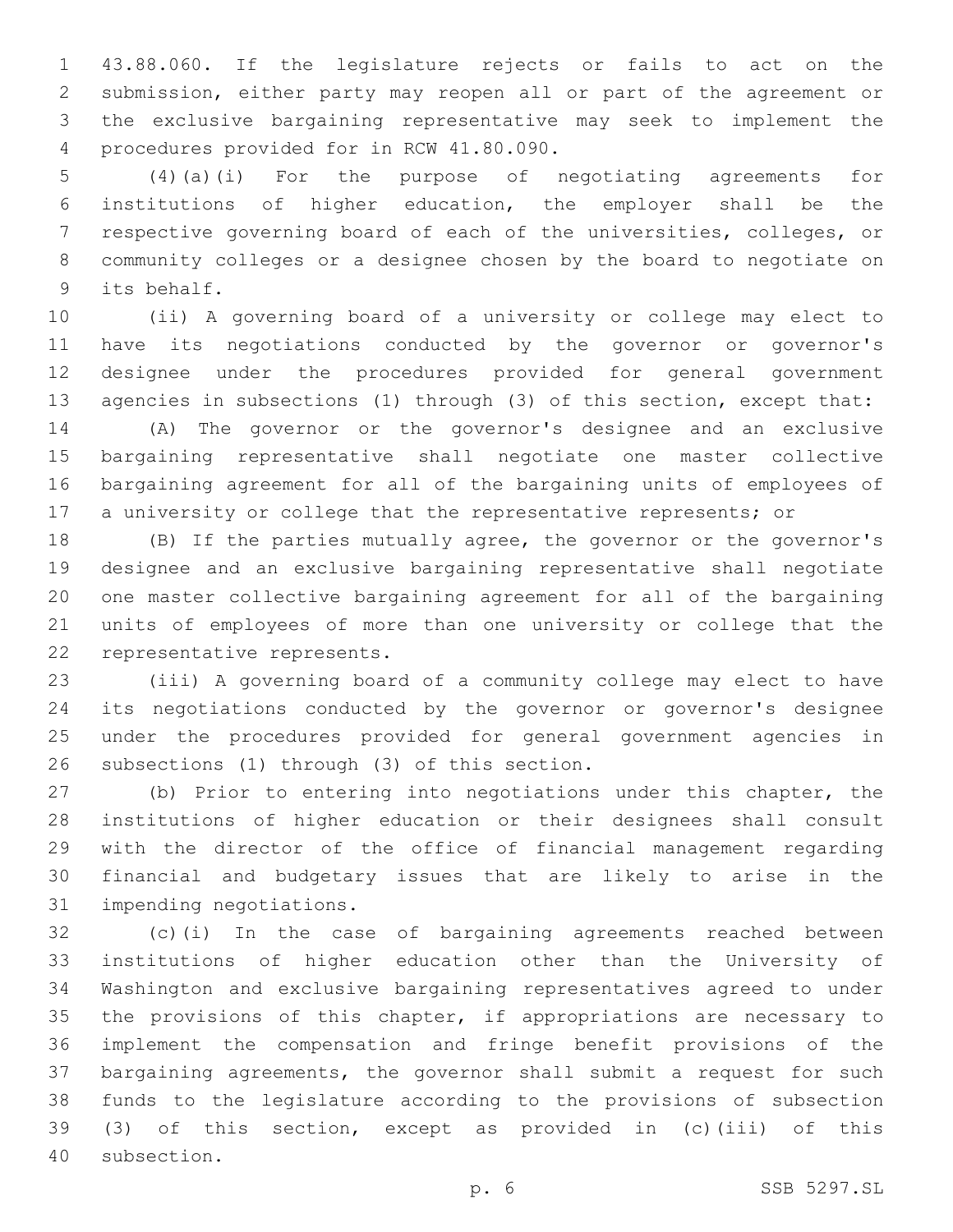43.88.060. If the legislature rejects or fails to act on the submission, either party may reopen all or part of the agreement or the exclusive bargaining representative may seek to implement the procedures provided for in RCW 41.80.090.

(4)(a)(i) For the purpose of negotiating agreements for institutions of higher education, the employer shall be the respective governing board of each of the universities, colleges, or community colleges or a designee chosen by the board to negotiate on its behalf.

(ii) A governing board of a university or college may elect to have its negotiations conducted by the governor or governor's designee under the procedures provided for general government agencies in subsections (1) through (3) of this section, except that:

(A) The governor or the governor's designee and an exclusive bargaining representative shall negotiate one master collective bargaining agreement for all of the bargaining units of employees of a university or college that the representative represents; or

(B) If the parties mutually agree, the governor or the governor's designee and an exclusive bargaining representative shall negotiate one master collective bargaining agreement for all of the bargaining units of employees of more than one university or college that the representative represents.

(iii) A governing board of a community college may elect to have its negotiations conducted by the governor or governor's designee under the procedures provided for general government agencies in subsections (1) through (3) of this section.

(b) Prior to entering into negotiations under this chapter, the institutions of higher education or their designees shall consult with the director of the office of financial management regarding financial and budgetary issues that are likely to arise in the impending negotiations.

(c)(i) In the case of bargaining agreements reached between institutions of higher education other than the University of Washington and exclusive bargaining representatives agreed to under the provisions of this chapter, if appropriations are necessary to implement the compensation and fringe benefit provisions of the bargaining agreements, the governor shall submit a request for such funds to the legislature according to the provisions of subsection (3) of this section, except as provided in (c)(iii) of this subsection.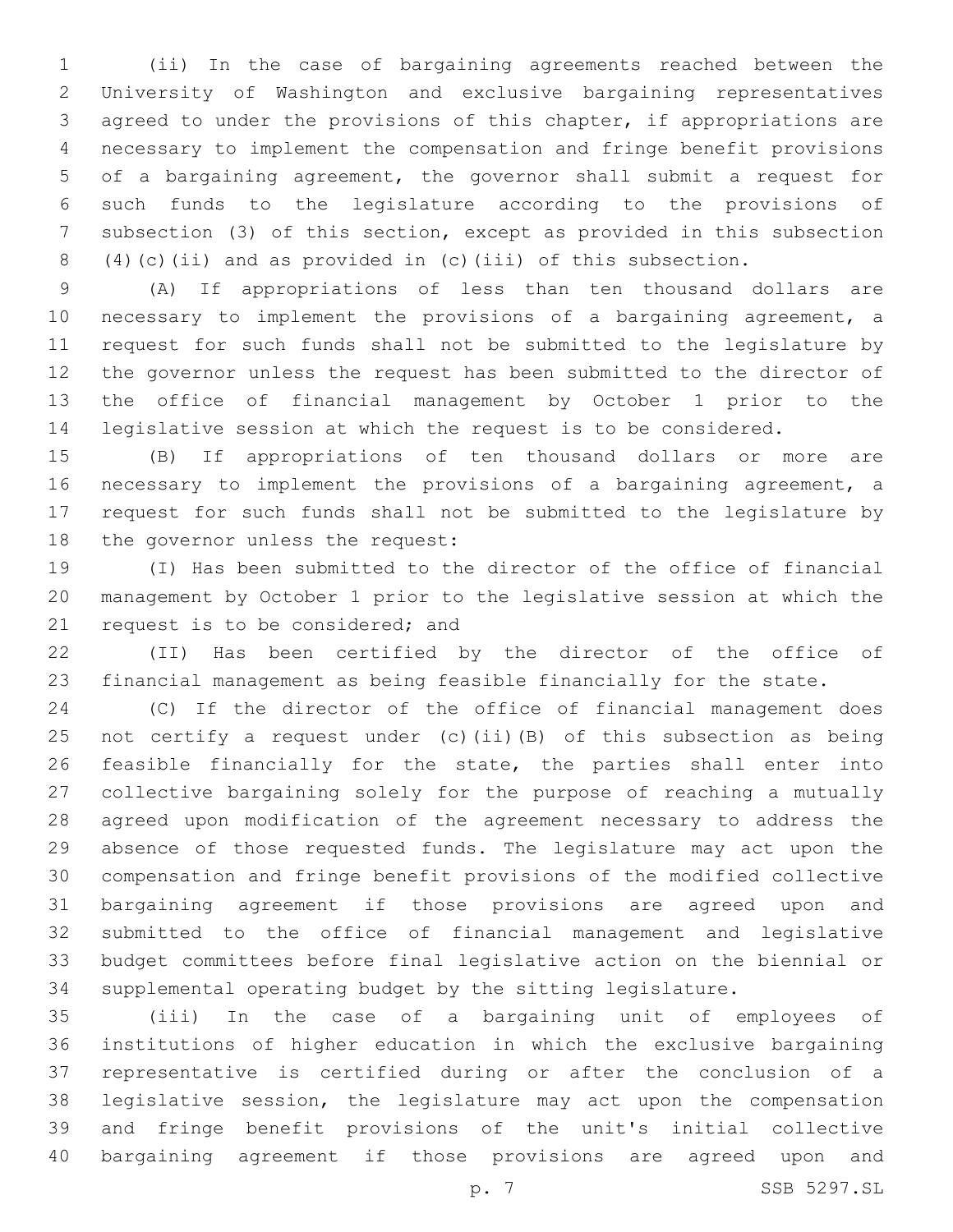(ii) In the case of bargaining agreements reached between the University of Washington and exclusive bargaining representatives agreed to under the provisions of this chapter, if appropriations are necessary to implement the compensation and fringe benefit provisions of a bargaining agreement, the governor shall submit a request for such funds to the legislature according to the provisions of subsection (3) of this section, except as provided in this subsection (4)(c)(ii) and as provided in (c)(iii) of this subsection.

(A) If appropriations of less than ten thousand dollars are necessary to implement the provisions of a bargaining agreement, a request for such funds shall not be submitted to the legislature by the governor unless the request has been submitted to the director of the office of financial management by October 1 prior to the legislative session at which the request is to be considered.

(B) If appropriations of ten thousand dollars or more are necessary to implement the provisions of a bargaining agreement, a request for such funds shall not be submitted to the legislature by the governor unless the request:

(I) Has been submitted to the director of the office of financial management by October 1 prior to the legislative session at which the request is to be considered; and

(II) Has been certified by the director of the office of financial management as being feasible financially for the state.

(C) If the director of the office of financial management does not certify a request under (c)(ii)(B) of this subsection as being feasible financially for the state, the parties shall enter into collective bargaining solely for the purpose of reaching a mutually agreed upon modification of the agreement necessary to address the absence of those requested funds. The legislature may act upon the compensation and fringe benefit provisions of the modified collective bargaining agreement if those provisions are agreed upon and submitted to the office of financial management and legislative budget committees before final legislative action on the biennial or supplemental operating budget by the sitting legislature.

(iii) In the case of a bargaining unit of employees of institutions of higher education in which the exclusive bargaining representative is certified during or after the conclusion of a legislative session, the legislature may act upon the compensation and fringe benefit provisions of the unit's initial collective bargaining agreement if those provisions are agreed upon and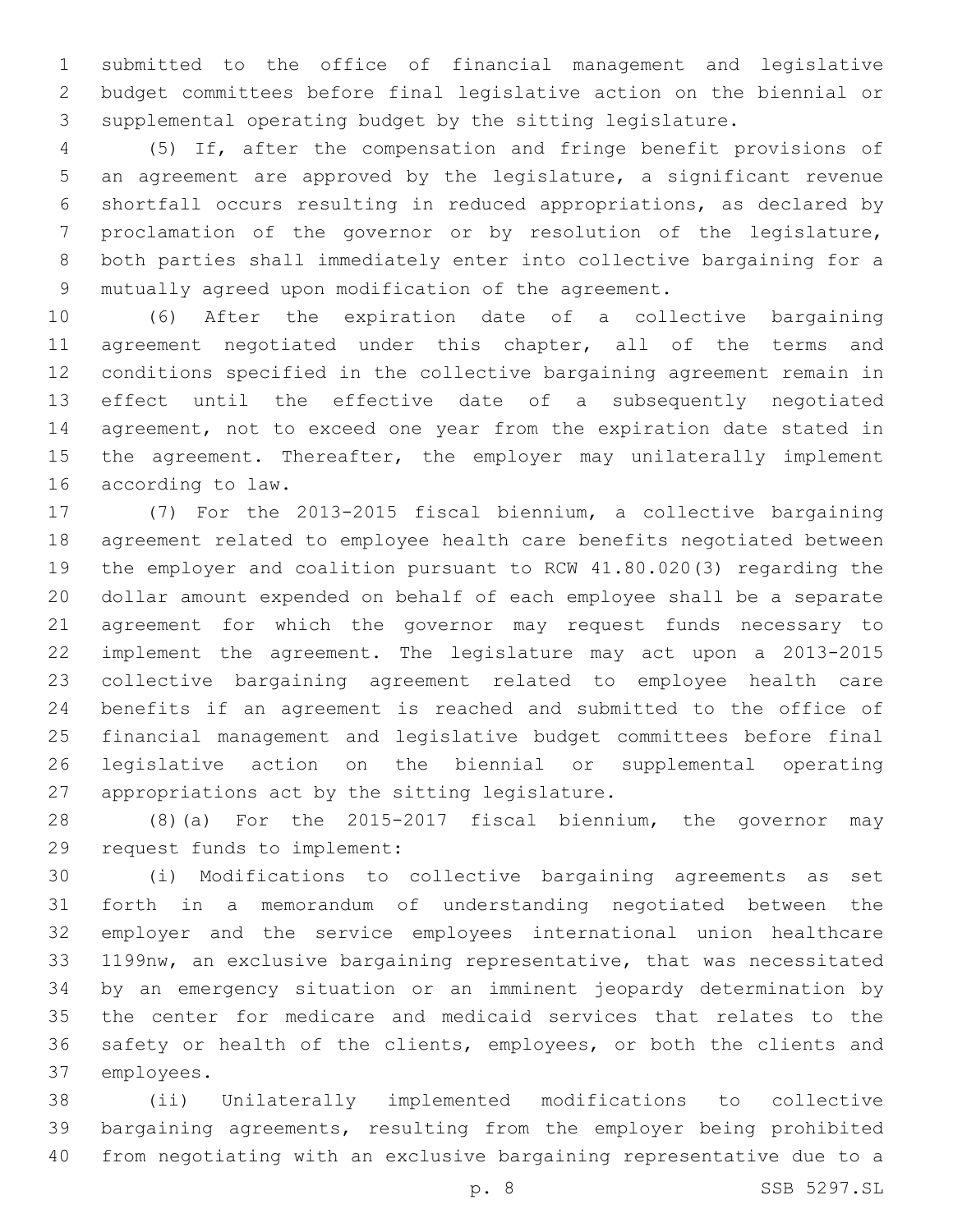submitted to the office of financial management and legislative budget committees before final legislative action on the biennial or supplemental operating budget by the sitting legislature.

(5) If, after the compensation and fringe benefit provisions of an agreement are approved by the legislature, a significant revenue shortfall occurs resulting in reduced appropriations, as declared by proclamation of the governor or by resolution of the legislature, both parties shall immediately enter into collective bargaining for a mutually agreed upon modification of the agreement.

(6) After the expiration date of a collective bargaining agreement negotiated under this chapter, all of the terms and conditions specified in the collective bargaining agreement remain in effect until the effective date of a subsequently negotiated agreement, not to exceed one year from the expiration date stated in the agreement. Thereafter, the employer may unilaterally implement according to law.

(7) For the 2013-2015 fiscal biennium, a collective bargaining agreement related to employee health care benefits negotiated between the employer and coalition pursuant to RCW 41.80.020(3) regarding the dollar amount expended on behalf of each employee shall be a separate agreement for which the governor may request funds necessary to implement the agreement. The legislature may act upon a 2013-2015 collective bargaining agreement related to employee health care benefits if an agreement is reached and submitted to the office of financial management and legislative budget committees before final legislative action on the biennial or supplemental operating appropriations act by the sitting legislature.

(8)(a) For the 2015-2017 fiscal biennium, the governor may request funds to implement:

(i) Modifications to collective bargaining agreements as set forth in a memorandum of understanding negotiated between the employer and the service employees international union healthcare 1199nw, an exclusive bargaining representative, that was necessitated by an emergency situation or an imminent jeopardy determination by the center for medicare and medicaid services that relates to the safety or health of the clients, employees, or both the clients and employees.

(ii) Unilaterally implemented modifications to collective bargaining agreements, resulting from the employer being prohibited from negotiating with an exclusive bargaining representative due to a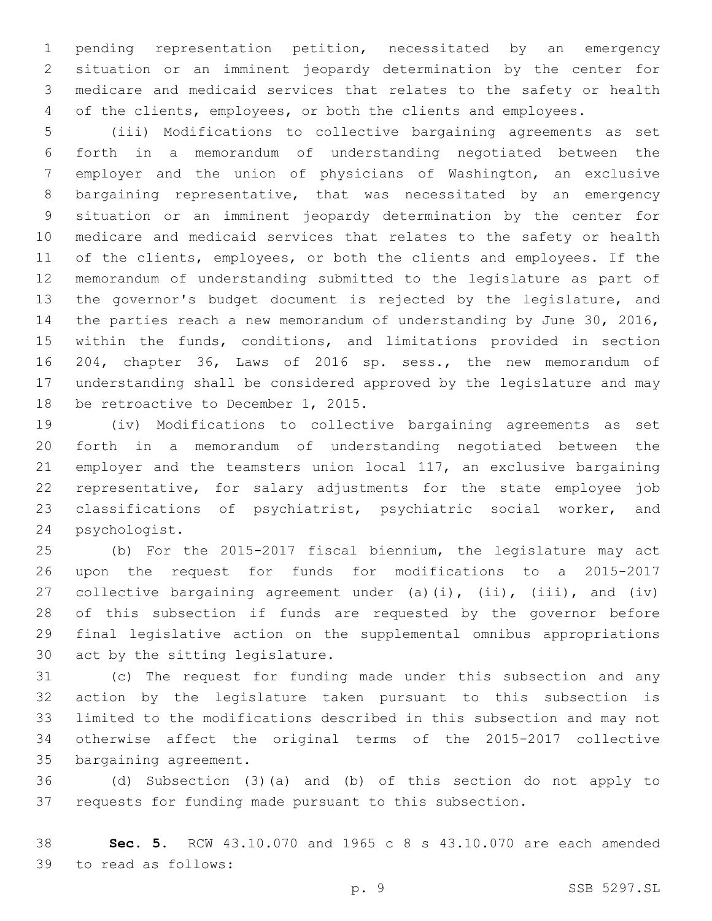pending representation petition, necessitated by an emergency situation or an imminent jeopardy determination by the center for medicare and medicaid services that relates to the safety or health of the clients, employees, or both the clients and employees.

(iii) Modifications to collective bargaining agreements as set forth in a memorandum of understanding negotiated between the employer and the union of physicians of Washington, an exclusive bargaining representative, that was necessitated by an emergency situation or an imminent jeopardy determination by the center for medicare and medicaid services that relates to the safety or health of the clients, employees, or both the clients and employees. If the memorandum of understanding submitted to the legislature as part of the governor's budget document is rejected by the legislature, and the parties reach a new memorandum of understanding by June 30, 2016, within the funds, conditions, and limitations provided in section 204, chapter 36, Laws of 2016 sp. sess., the new memorandum of understanding shall be considered approved by the legislature and may be retroactive to December 1, 2015.

(iv) Modifications to collective bargaining agreements as set forth in a memorandum of understanding negotiated between the employer and the teamsters union local 117, an exclusive bargaining representative, for salary adjustments for the state employee job classifications of psychiatrist, psychiatric social worker, and psychologist.

(b) For the 2015-2017 fiscal biennium, the legislature may act upon the request for funds for modifications to a 2015-2017 collective bargaining agreement under (a)(i), (ii), (iii), and (iv) of this subsection if funds are requested by the governor before final legislative action on the supplemental omnibus appropriations act by the sitting legislature.

(c) The request for funding made under this subsection and any action by the legislature taken pursuant to this subsection is limited to the modifications described in this subsection and may not otherwise affect the original terms of the 2015-2017 collective bargaining agreement.

(d) Subsection (3)(a) and (b) of this section do not apply to requests for funding made pursuant to this subsection.

**Sec. 5.** RCW 43.10.070 and 1965 c 8 s 43.10.070 are each amended to read as follows: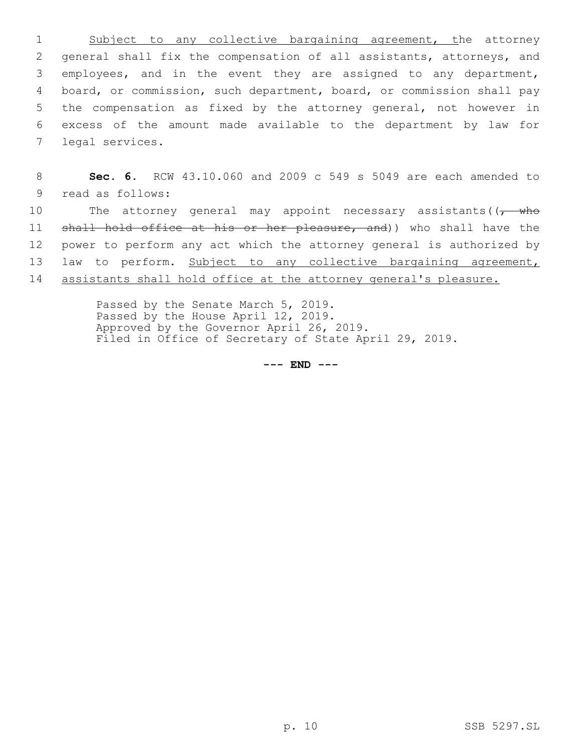Subject to any collective bargaining agreement, the attorney general shall fix the compensation of all assistants, attorneys, and employees, and in the event they are assigned to any department, board, or commission, such department, board, or commission shall pay the compensation as fixed by the attorney general, not however in excess of the amount made available to the department by law for legal services.

**Sec. 6.** RCW 43.10.060 and 2009 c 549 s 5049 are each amended to read as follows:

The attorney general may appoint necessary assistants((, who shall hold office at his or her pleasure, and)) who shall have the power to perform any act which the attorney general is authorized by law to perform. Subject to any collective bargaining agreement, assistants shall hold office at the attorney general's pleasure.

Passed by the Senate March 5, 2019.
Passed by the House April 12, 2019.
Approved by the Governor April 26, 2019.
Filed in Office of Secretary of State April 29, 2019.

**--- END ---**